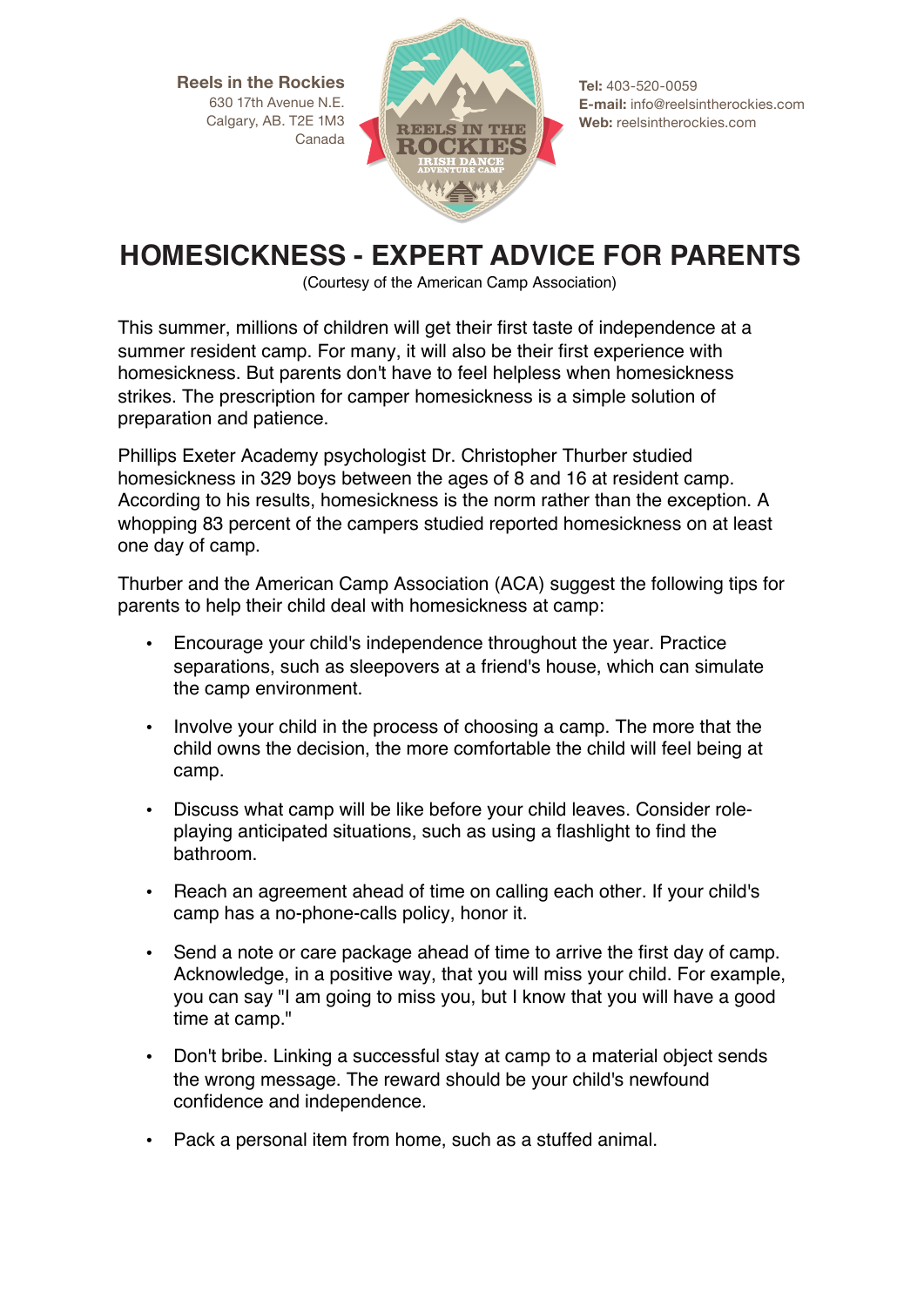**Reels in the Rockies**
630 17th Avenue N.E.
Calgary, AB. T2E 1M3
Canada

**Tel:** 403-520-0059
**E-mail:** info@reelsintherockies.com
**Web:** reelsintherockies.com

# HOMESICKNESS - EXPERT ADVICE FOR PARENTS

(Courtesy of the American Camp Association)

This summer, millions of children will get their first taste of independence at a summer resident camp. For many, it will also be their first experience with homesickness. But parents don't have to feel helpless when homesickness strikes. The prescription for camper homesickness is a simple solution of preparation and patience.

Phillips Exeter Academy psychologist Dr. Christopher Thurber studied homesickness in 329 boys between the ages of 8 and 16 at resident camp. According to his results, homesickness is the norm rather than the exception. A whopping 83 percent of the campers studied reported homesickness on at least one day of camp.

Thurber and the American Camp Association (ACA) suggest the following tips for parents to help their child deal with homesickness at camp:

- Encourage your child's independence throughout the year. Practice separations, such as sleepovers at a friend's house, which can simulate the camp environment.
- Involve your child in the process of choosing a camp. The more that the child owns the decision, the more comfortable the child will feel being at camp.
- Discuss what camp will be like before your child leaves. Consider role-playing anticipated situations, such as using a flashlight to find the bathroom.
- Reach an agreement ahead of time on calling each other. If your child's camp has a no-phone-calls policy, honor it.
- Send a note or care package ahead of time to arrive the first day of camp. Acknowledge, in a positive way, that you will miss your child. For example, you can say "I am going to miss you, but I know that you will have a good time at camp."
- Don't bribe. Linking a successful stay at camp to a material object sends the wrong message. The reward should be your child's newfound confidence and independence.
- Pack a personal item from home, such as a stuffed animal.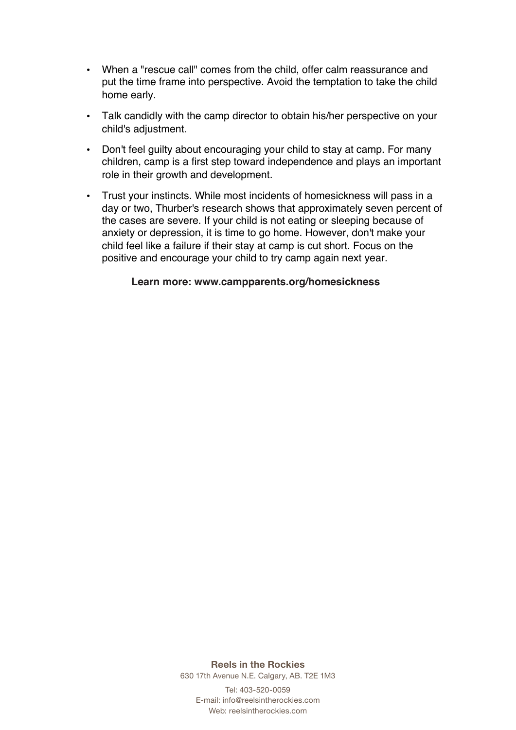- When a "rescue call" comes from the child, offer calm reassurance and put the time frame into perspective. Avoid the temptation to take the child home early.
- Talk candidly with the camp director to obtain his/her perspective on your child's adjustment.
- Don't feel guilty about encouraging your child to stay at camp. For many children, camp is a first step toward independence and plays an important role in their growth and development.
- Trust your instincts. While most incidents of homesickness will pass in a day or two, Thurber's research shows that approximately seven percent of the cases are severe. If your child is not eating or sleeping because of anxiety or depression, it is time to go home. However, don't make your child feel like a failure if their stay at camp is cut short. Focus on the positive and encourage your child to try camp again next year.

**Learn more: www.campparents.org/homesickness**

**Reels in the Rockies**
630 17th Avenue N.E. Calgary, AB. T2E 1M3

Tel: 403-520-0059
E-mail: info@reelsintherockies.com
Web: reelsintherockies.com